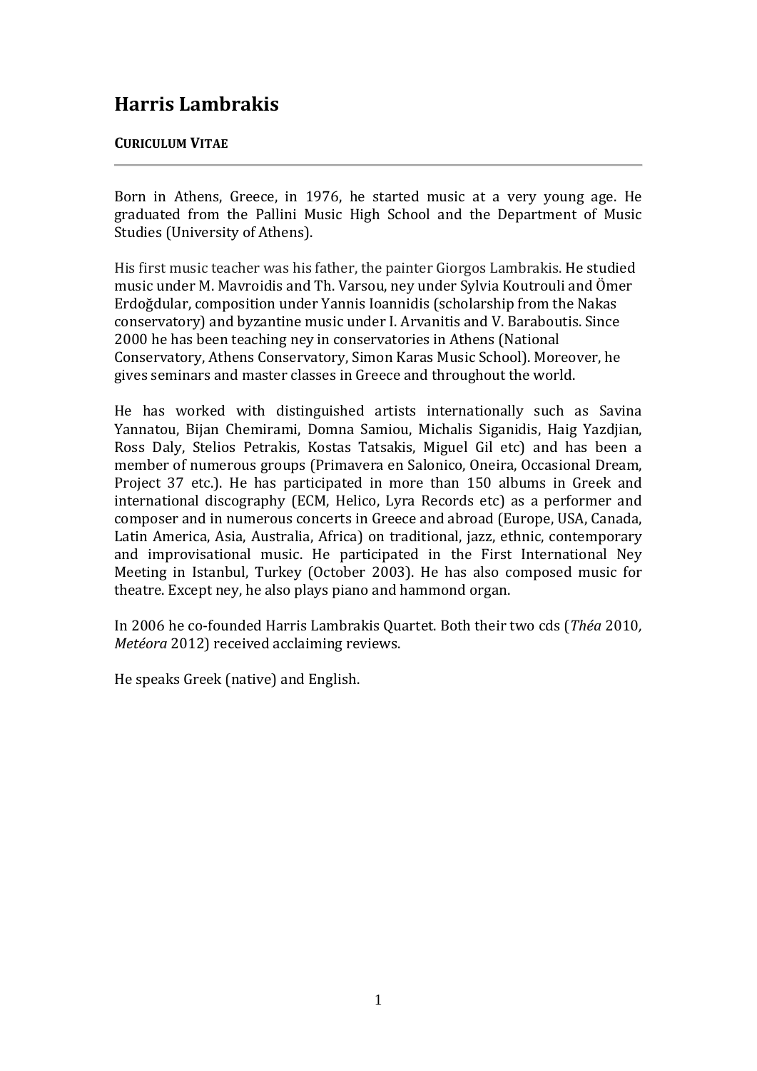# Harris Lambrakis

**CURICULUM VITAE**

---

Born in Athens, Greece, in 1976, he started music at a very young age. He graduated from the Pallini Music High School and the Department of Music Studies (University of Athens).

His first music teacher was his father, the painter Giorgos Lambrakis. He studied music under M. Mavroidis and Th. Varsou, ney under Sylvia Koutrouli and Ömer Erdoğdular, composition under Yannis Ioannidis (scholarship from the Nakas conservatory) and byzantine music under I. Arvanitis and V. Baraboutis. Since 2000 he has been teaching ney in conservatories in Athens (National Conservatory, Athens Conservatory, Simon Karas Music School). Moreover, he gives seminars and master classes in Greece and throughout the world.

He has worked with distinguished artists internationally such as Savina Yannatou, Bijan Chemirami, Domna Samiou, Michalis Siganidis, Haig Yazdjian, Ross Daly, Stelios Petrakis, Kostas Tatsakis, Miguel Gil etc) and has been a member of numerous groups (Primavera en Salonico, Oneira, Occasional Dream, Project 37 etc.). He has participated in more than 150 albums in Greek and international discography (ECM, Helico, Lyra Records etc) as a performer and composer and in numerous concerts in Greece and abroad (Europe, USA, Canada, Latin America, Asia, Australia, Africa) on traditional, jazz, ethnic, contemporary and improvisational music. He participated in the First International Ney Meeting in Istanbul, Turkey (October 2003). He has also composed music for theatre. Except ney, he also plays piano and hammond organ.

In 2006 he co-founded Harris Lambrakis Quartet. Both their two cds (*Théa* 2010*, Metéora* 2012) received acclaiming reviews.

He speaks Greek (native) and English.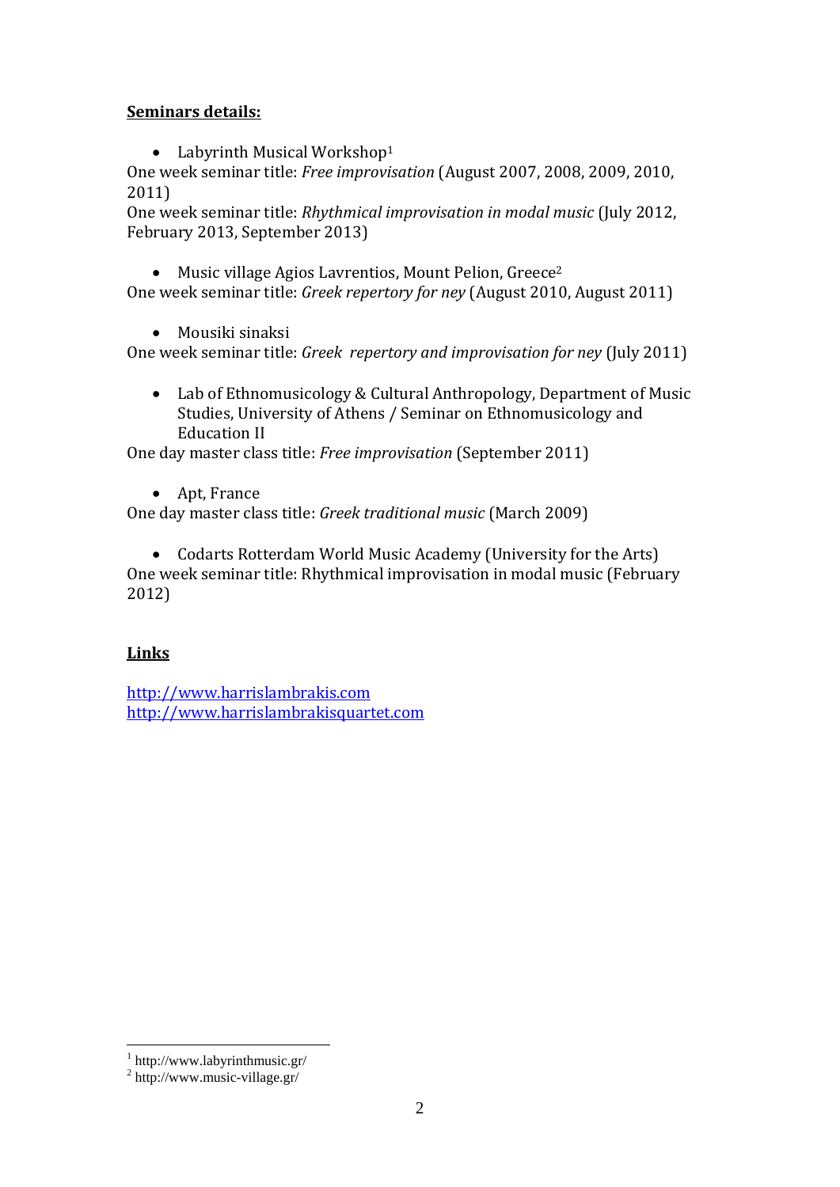**Seminars details:**

- Labyrinth Musical Workshop[1]

One week seminar title: *Free improvisation* (August 2007, 2008, 2009, 2010, 2011)
One week seminar title: *Rhythmical improvisation in modal music* (July 2012, February 2013, September 2013)

- Music village Agios Lavrentios, Mount Pelion, Greece[2]

One week seminar title: *Greek repertory for ney* (August 2010, August 2011)

- Mousiki sinaksi

One week seminar title: *Greek repertory and improvisation for ney* (July 2011)

- Lab of Ethnomusicology & Cultural Anthropology, Department of Music Studies, University of Athens / Seminar on Ethnomusicology and Education II

One day master class title: *Free improvisation* (September 2011)

- Apt, France

One day master class title: *Greek traditional music* (March 2009)

- Codarts Rotterdam World Music Academy (University for the Arts)

One week seminar title: Rhythmical improvisation in modal music (February 2012)

**Links**

http://www.harrislambrakis.com
http://www.harrislambrakisquartet.com

---

[1] http://www.labyrinthmusic.gr/
[2] http://www.music-village.gr/